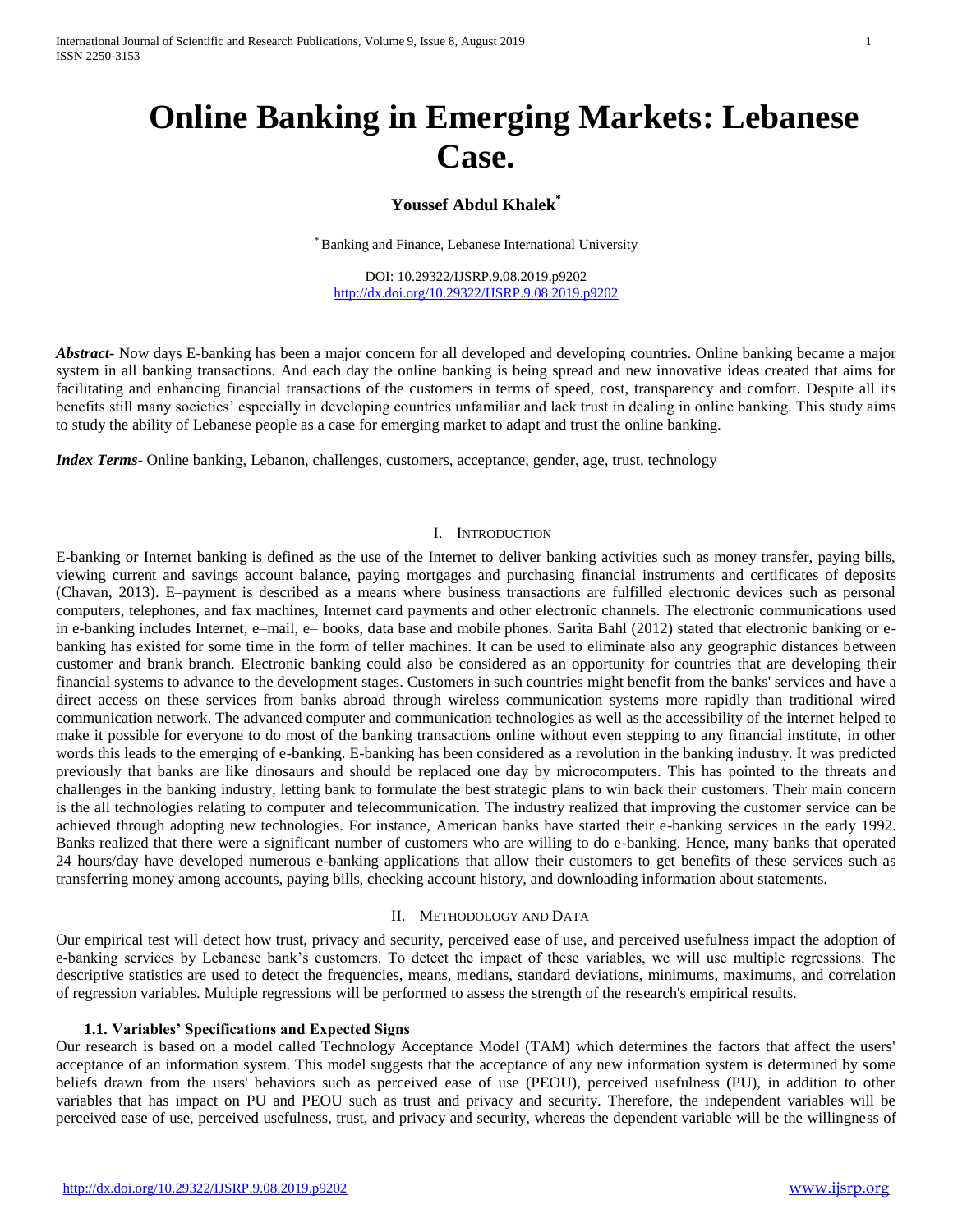# Online Banking in Emerging Markets: Lebanese Case.

**Youssef Abdul Khalek[*]**

[*] Banking and Finance, Lebanese International University

DOI: 10.29322/IJSRP.9.08.2019.p9202
http://dx.doi.org/10.29322/IJSRP.9.08.2019.p9202

***Abstract***- Now days E-banking has been a major concern for all developed and developing countries. Online banking became a major system in all banking transactions. And each day the online banking is being spread and new innovative ideas created that aims for facilitating and enhancing financial transactions of the customers in terms of speed, cost, transparency and comfort. Despite all its benefits still many societies' especially in developing countries unfamiliar and lack trust in dealing in online banking. This study aims to study the ability of Lebanese people as a case for emerging market to adapt and trust the online banking.

***Index Terms***- Online banking, Lebanon, challenges, customers, acceptance, gender, age, trust, technology

## I. Introduction

E-banking or Internet banking is defined as the use of the Internet to deliver banking activities such as money transfer, paying bills, viewing current and savings account balance, paying mortgages and purchasing financial instruments and certificates of deposits (Chavan, 2013). E–payment is described as a means where business transactions are fulfilled electronic devices such as personal computers, telephones, and fax machines, Internet card payments and other electronic channels. The electronic communications used in e-banking includes Internet, e–mail, e– books, data base and mobile phones. Sarita Bahl (2012) stated that electronic banking or e-banking has existed for some time in the form of teller machines. It can be used to eliminate also any geographic distances between customer and brank branch. Electronic banking could also be considered as an opportunity for countries that are developing their financial systems to advance to the development stages. Customers in such countries might benefit from the banks' services and have a direct access on these services from banks abroad through wireless communication systems more rapidly than traditional wired communication network. The advanced computer and communication technologies as well as the accessibility of the internet helped to make it possible for everyone to do most of the banking transactions online without even stepping to any financial institute, in other words this leads to the emerging of e-banking. E-banking has been considered as a revolution in the banking industry. It was predicted previously that banks are like dinosaurs and should be replaced one day by microcomputers. This has pointed to the threats and challenges in the banking industry, letting bank to formulate the best strategic plans to win back their customers. Their main concern is the all technologies relating to computer and telecommunication. The industry realized that improving the customer service can be achieved through adopting new technologies. For instance, American banks have started their e-banking services in the early 1992. Banks realized that there were a significant number of customers who are willing to do e-banking. Hence, many banks that operated 24 hours/day have developed numerous e-banking applications that allow their customers to get benefits of these services such as transferring money among accounts, paying bills, checking account history, and downloading information about statements.

## II. Methodology and Data

Our empirical test will detect how trust, privacy and security, perceived ease of use, and perceived usefulness impact the adoption of e-banking services by Lebanese bank's customers. To detect the impact of these variables, we will use multiple regressions. The descriptive statistics are used to detect the frequencies, means, medians, standard deviations, minimums, maximums, and correlation of regression variables. Multiple regressions will be performed to assess the strength of the research's empirical results.

### 1.1. Variables' Specifications and Expected Signs

Our research is based on a model called Technology Acceptance Model (TAM) which determines the factors that affect the users' acceptance of an information system. This model suggests that the acceptance of any new information system is determined by some beliefs drawn from the users' behaviors such as perceived ease of use (PEOU), perceived usefulness (PU), in addition to other variables that has impact on PU and PEOU such as trust and privacy and security. Therefore, the independent variables will be perceived ease of use, perceived usefulness, trust, and privacy and security, whereas the dependent variable will be the willingness of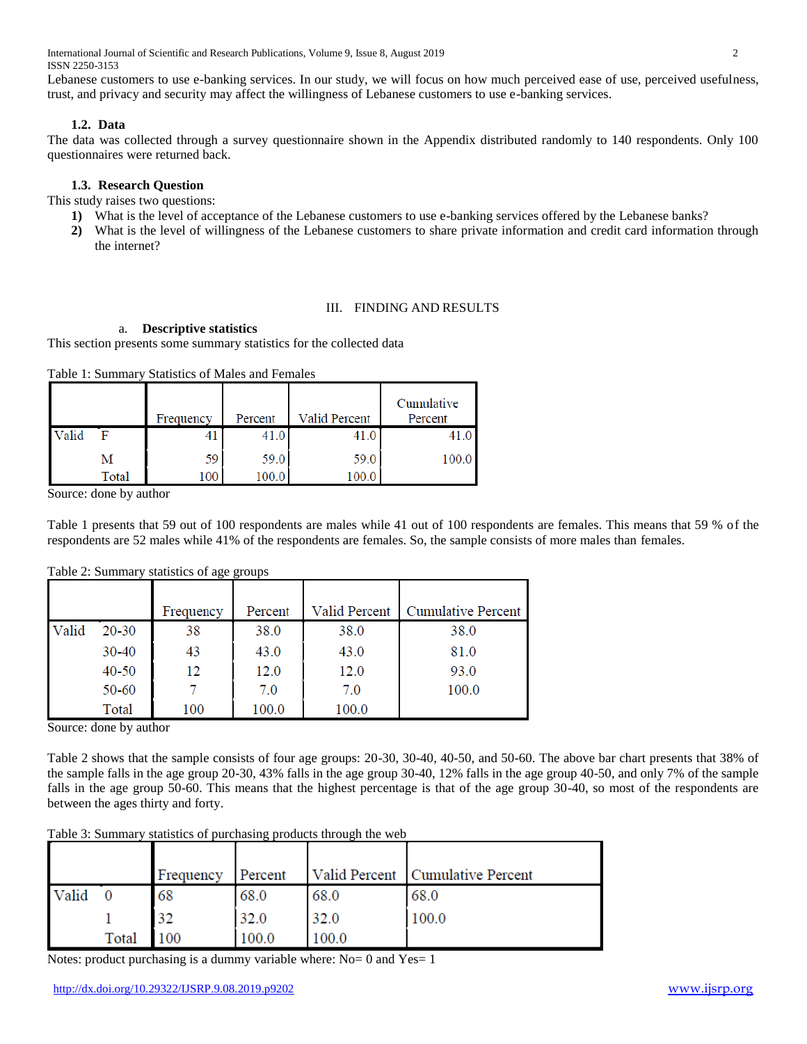Lebanese customers to use e-banking services. In our study, we will focus on how much perceived ease of use, perceived usefulness, trust, and privacy and security may affect the willingness of Lebanese customers to use e-banking services.

### 1.2. Data

The data was collected through a survey questionnaire shown in the Appendix distributed randomly to 140 respondents. Only 100 questionnaires were returned back.

### 1.3. Research Question

This study raises two questions:

1) What is the level of acceptance of the Lebanese customers to use e-banking services offered by the Lebanese banks?
2) What is the level of willingness of the Lebanese customers to share private information and credit card information through the internet?

## III. FINDING AND RESULTS

### a. Descriptive statistics

This section presents some summary statistics for the collected data

Table 1: Summary Statistics of Males and Females

| | | Frequency | Percent | Valid Percent | Cumulative Percent |
|---|---|---|---|---|---|
| Valid | F | 41 | 41.0 | 41.0 | 41.0 |
| | M | 59 | 59.0 | 59.0 | 100.0 |
| | Total | 100 | 100.0 | 100.0 | |

Source: done by author

Table 1 presents that 59 out of 100 respondents are males while 41 out of 100 respondents are females. This means that 59 % of the respondents are 52 males while 41% of the respondents are females. So, the sample consists of more males than females.

Table 2: Summary statistics of age groups

| | | Frequency | Percent | Valid Percent | Cumulative Percent |
|---|---|---|---|---|---|
| Valid | 20-30 | 38 | 38.0 | 38.0 | 38.0 |
| | 30-40 | 43 | 43.0 | 43.0 | 81.0 |
| | 40-50 | 12 | 12.0 | 12.0 | 93.0 |
| | 50-60 | 7 | 7.0 | 7.0 | 100.0 |
| | Total | 100 | 100.0 | 100.0 | |

Source: done by author

Table 2 shows that the sample consists of four age groups: 20-30, 30-40, 40-50, and 50-60. The above bar chart presents that 38% of the sample falls in the age group 20-30, 43% falls in the age group 30-40, 12% falls in the age group 40-50, and only 7% of the sample falls in the age group 50-60. This means that the highest percentage is that of the age group 30-40, so most of the respondents are between the ages thirty and forty.

Table 3: Summary statistics of purchasing products through the web

| | | Frequency | Percent | Valid Percent | Cumulative Percent |
|---|---|---|---|---|---|
| Valid | 0 | 68 | 68.0 | 68.0 | 68.0 |
| | 1 | 32 | 32.0 | 32.0 | 100.0 |
| | Total | 100 | 100.0 | 100.0 | |

Notes: product purchasing is a dummy variable where: No= 0 and Yes= 1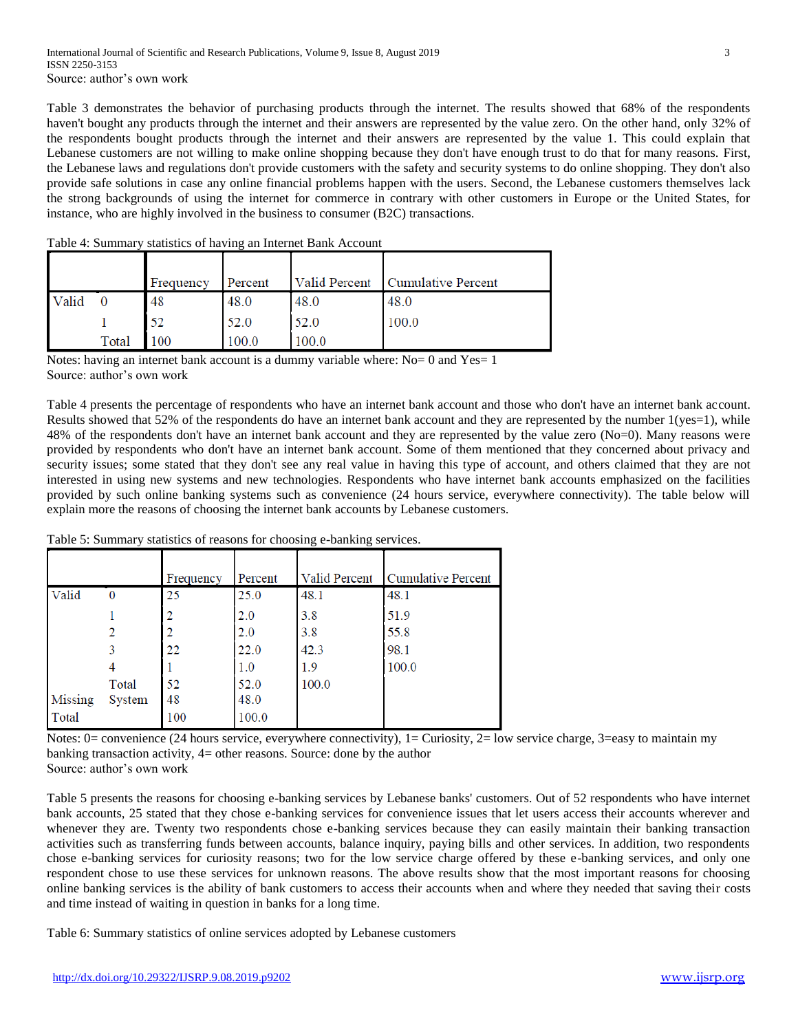Source: author's own work

Table 3 demonstrates the behavior of purchasing products through the internet. The results showed that 68% of the respondents haven't bought any products through the internet and their answers are represented by the value zero. On the other hand, only 32% of the respondents bought products through the internet and their answers are represented by the value 1. This could explain that Lebanese customers are not willing to make online shopping because they don't have enough trust to do that for many reasons. First, the Lebanese laws and regulations don't provide customers with the safety and security systems to do online shopping. They don't also provide safe solutions in case any online financial problems happen with the users. Second, the Lebanese customers themselves lack the strong backgrounds of using the internet for commerce in contrary with other customers in Europe or the United States, for instance, who are highly involved in the business to consumer (B2C) transactions.

Table 4: Summary statistics of having an Internet Bank Account

| | | Frequency | Percent | Valid Percent | Cumulative Percent |
|---|---|---|---|---|---|
| Valid | 0 | 48 | 48.0 | 48.0 | 48.0 |
| | 1 | 52 | 52.0 | 52.0 | 100.0 |
| | Total | 100 | 100.0 | 100.0 | |

Notes: having an internet bank account is a dummy variable where: No= 0 and Yes= 1
Source: author's own work

Table 4 presents the percentage of respondents who have an internet bank account and those who don't have an internet bank account. Results showed that 52% of the respondents do have an internet bank account and they are represented by the number 1(yes=1), while 48% of the respondents don't have an internet bank account and they are represented by the value zero (No=0). Many reasons were provided by respondents who don't have an internet bank account. Some of them mentioned that they concerned about privacy and security issues; some stated that they don't see any real value in having this type of account, and others claimed that they are not interested in using new systems and new technologies. Respondents who have internet bank accounts emphasized on the facilities provided by such online banking systems such as convenience (24 hours service, everywhere connectivity). The table below will explain more the reasons of choosing the internet bank accounts by Lebanese customers.

Table 5: Summary statistics of reasons for choosing e-banking services.

| | | Frequency | Percent | Valid Percent | Cumulative Percent |
|---|---|---|---|---|---|
| Valid | 0 | 25 | 25.0 | 48.1 | 48.1 |
| | 1 | 2 | 2.0 | 3.8 | 51.9 |
| | 2 | 2 | 2.0 | 3.8 | 55.8 |
| | 3 | 22 | 22.0 | 42.3 | 98.1 |
| | 4 | 1 | 1.0 | 1.9 | 100.0 |
| | Total | 52 | 52.0 | 100.0 | |
| Missing | System | 48 | 48.0 | | |
| Total | | 100 | 100.0 | | |

Notes: 0= convenience (24 hours service, everywhere connectivity), 1= Curiosity, 2= low service charge, 3=easy to maintain my banking transaction activity, 4= other reasons. Source: done by the author
Source: author's own work

Table 5 presents the reasons for choosing e-banking services by Lebanese banks' customers. Out of 52 respondents who have internet bank accounts, 25 stated that they chose e-banking services for convenience issues that let users access their accounts wherever and whenever they are. Twenty two respondents chose e-banking services because they can easily maintain their banking transaction activities such as transferring funds between accounts, balance inquiry, paying bills and other services. In addition, two respondents chose e-banking services for curiosity reasons; two for the low service charge offered by these e-banking services, and only one respondent chose to use these services for unknown reasons. The above results show that the most important reasons for choosing online banking services is the ability of bank customers to access their accounts when and where they needed that saving their costs and time instead of waiting in question in banks for a long time.

Table 6: Summary statistics of online services adopted by Lebanese customers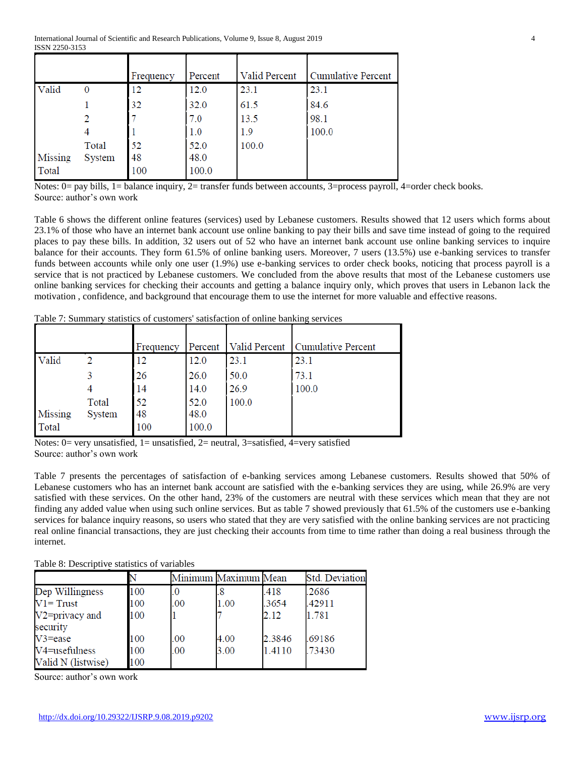| | | Frequency | Percent | Valid Percent | Cumulative Percent |
|---|---|---|---|---|---|
| Valid | 0 | 12 | 12.0 | 23.1 | 23.1 |
| | 1 | 32 | 32.0 | 61.5 | 84.6 |
| | 2 | 7 | 7.0 | 13.5 | 98.1 |
| | 4 | 1 | 1.0 | 1.9 | 100.0 |
| | Total | 52 | 52.0 | 100.0 | |
| Missing | System | 48 | 48.0 | | |
| Total | | 100 | 100.0 | | |

Notes: 0= pay bills, 1= balance inquiry, 2= transfer funds between accounts, 3=process payroll, 4=order check books.
Source: author's own work

Table 6 shows the different online features (services) used by Lebanese customers. Results showed that 12 users which forms about 23.1% of those who have an internet bank account use online banking to pay their bills and save time instead of going to the required places to pay these bills. In addition, 32 users out of 52 who have an internet bank account use online banking services to inquire balance for their accounts. They form 61.5% of online banking users. Moreover, 7 users (13.5%) use e-banking services to transfer funds between accounts while only one user (1.9%) use e-banking services to order check books, noticing that process payroll is a service that is not practiced by Lebanese customers. We concluded from the above results that most of the Lebanese customers use online banking services for checking their accounts and getting a balance inquiry only, which proves that users in Lebanon lack the motivation , confidence, and background that encourage them to use the internet for more valuable and effective reasons.

Table 7: Summary statistics of customers' satisfaction of online banking services

| | | Frequency | Percent | Valid Percent | Cumulative Percent |
|---|---|---|---|---|---|
| Valid | 2 | 12 | 12.0 | 23.1 | 23.1 |
| | 3 | 26 | 26.0 | 50.0 | 73.1 |
| | 4 | 14 | 14.0 | 26.9 | 100.0 |
| | Total | 52 | 52.0 | 100.0 | |
| Missing | System | 48 | 48.0 | | |
| Total | | 100 | 100.0 | | |

Notes: 0= very unsatisfied, 1= unsatisfied, 2= neutral, 3=satisfied, 4=very satisfied
Source: author's own work

Table 7 presents the percentages of satisfaction of e-banking services among Lebanese customers. Results showed that 50% of Lebanese customers who has an internet bank account are satisfied with the e-banking services they are using, while 26.9% are very satisfied with these services. On the other hand, 23% of the customers are neutral with these services which mean that they are not finding any added value when using such online services. But as table 7 showed previously that 61.5% of the customers use e-banking services for balance inquiry reasons, so users who stated that they are very satisfied with the online banking services are not practicing real online financial transactions, they are just checking their accounts from time to time rather than doing a real business through the internet.

Table 8: Descriptive statistics of variables

| | N | Minimum | Maximum | Mean | Std. Deviation |
|---|---|---|---|---|---|
| Dep Willingness | 100 | .0 | .8 | .418 | .2686 |
| V1= Trust | 100 | .00 | 1.00 | .3654 | .42911 |
| V2=privacy and security | 100 | 1 | 7 | 2.12 | 1.781 |
| V3=ease | 100 | .00 | 4.00 | 2.3846 | .69186 |
| V4=usefulness | 100 | .00 | 3.00 | 1.4110 | .73430 |
| Valid N (listwise) | 100 | | | | |

Source: author's own work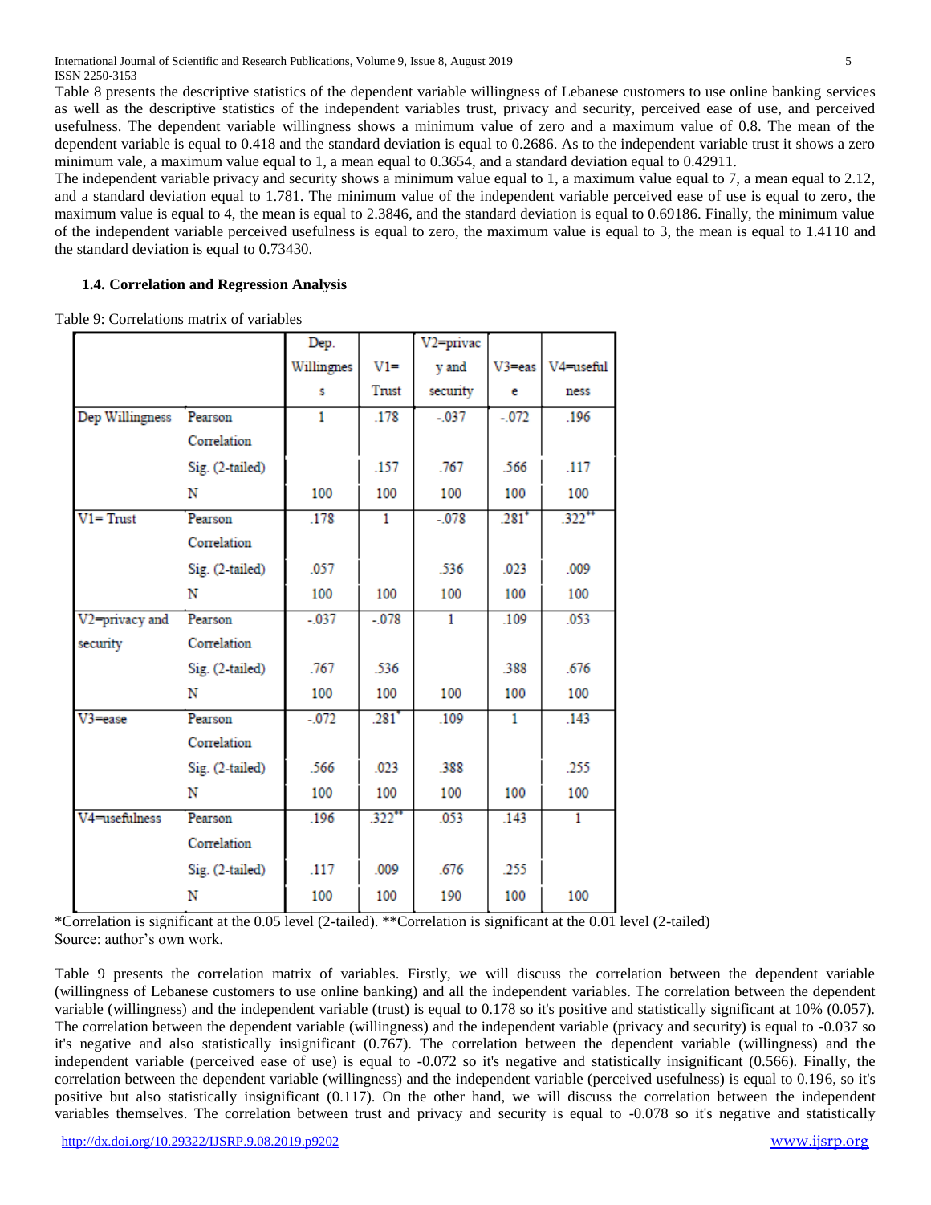Table 8 presents the descriptive statistics of the dependent variable willingness of Lebanese customers to use online banking services as well as the descriptive statistics of the independent variables trust, privacy and security, perceived ease of use, and perceived usefulness. The dependent variable willingness shows a minimum value of zero and a maximum value of 0.8. The mean of the dependent variable is equal to 0.418 and the standard deviation is equal to 0.2686. As to the independent variable trust it shows a zero minimum vale, a maximum value equal to 1, a mean equal to 0.3654, and a standard deviation equal to 0.42911.

The independent variable privacy and security shows a minimum value equal to 1, a maximum value equal to 7, a mean equal to 2.12, and a standard deviation equal to 1.781. The minimum value of the independent variable perceived ease of use is equal to zero, the maximum value is equal to 4, the mean is equal to 2.3846, and the standard deviation is equal to 0.69186. Finally, the minimum value of the independent variable perceived usefulness is equal to zero, the maximum value is equal to 3, the mean is equal to 1.4110 and the standard deviation is equal to 0.73430.

### 1.4. Correlation and Regression Analysis

Table 9: Correlations matrix of variables

| | | Dep. Willingness | V1= Trust | V2=privacy and security | V3=ease | V4=usefulness |
|---|---|---|---|---|---|---|
| Dep Willingness | Pearson Correlation | 1 | .178 | -.037 | -.072 | .196 |
| | Sig. (2-tailed) | | .157 | .767 | .566 | .117 |
| | N | 100 | 100 | 100 | 100 | 100 |
| V1= Trust | Pearson Correlation | .178 | 1 | -.078 | .281* | .322** |
| | Sig. (2-tailed) | .057 | | .536 | .023 | .009 |
| | N | 100 | 100 | 100 | 100 | 100 |
| V2=privacy and security | Pearson Correlation | -.037 | -.078 | 1 | .109 | .053 |
| | Sig. (2-tailed) | .767 | .536 | | .388 | .676 |
| | N | 100 | 100 | 100 | 100 | 100 |
| V3=ease | Pearson Correlation | -.072 | .281* | .109 | 1 | .143 |
| | Sig. (2-tailed) | .566 | .023 | .388 | | .255 |
| | N | 100 | 100 | 100 | 100 | 100 |
| V4=usefulness | Pearson Correlation | .196 | .322** | .053 | .143 | 1 |
| | Sig. (2-tailed) | .117 | .009 | .676 | .255 | |
| | N | 100 | 100 | 190 | 100 | 100 |

*Correlation is significant at the 0.05 level (2-tailed). **Correlation is significant at the 0.01 level (2-tailed)
Source: author's own work.

Table 9 presents the correlation matrix of variables. Firstly, we will discuss the correlation between the dependent variable (willingness of Lebanese customers to use online banking) and all the independent variables. The correlation between the dependent variable (willingness) and the independent variable (trust) is equal to 0.178 so it's positive and statistically significant at 10% (0.057). The correlation between the dependent variable (willingness) and the independent variable (privacy and security) is equal to -0.037 so it's negative and also statistically insignificant (0.767). The correlation between the dependent variable (willingness) and the independent variable (perceived ease of use) is equal to -0.072 so it's negative and statistically insignificant (0.566). Finally, the correlation between the dependent variable (willingness) and the independent variable (perceived usefulness) is equal to 0.196, so it's positive but also statistically insignificant (0.117). On the other hand, we will discuss the correlation between the independent variables themselves. The correlation between trust and privacy and security is equal to -0.078 so it's negative and statistically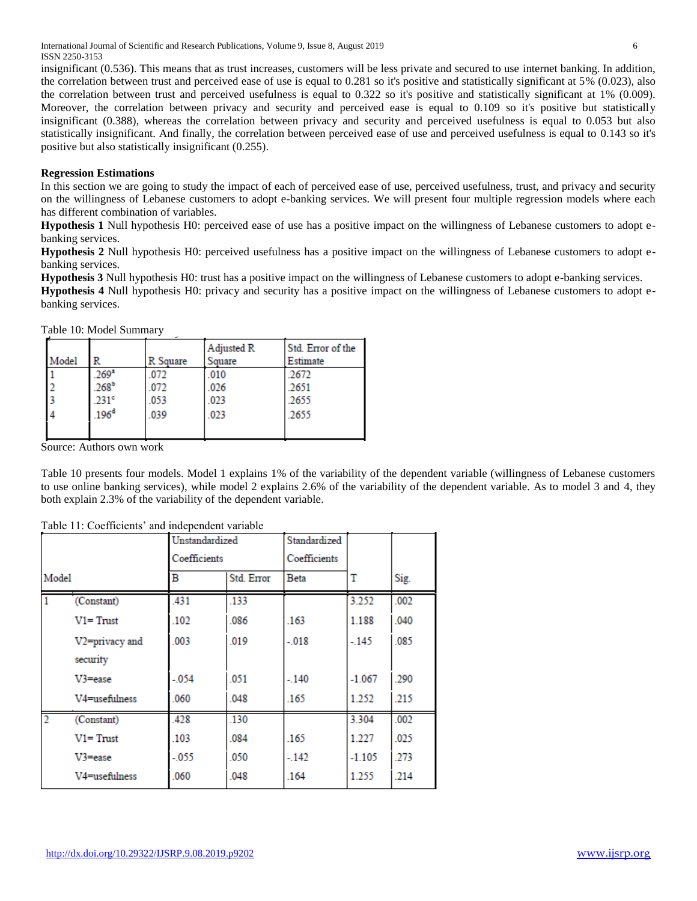insignificant (0.536). This means that as trust increases, customers will be less private and secured to use internet banking. In addition, the correlation between trust and perceived ease of use is equal to 0.281 so it's positive and statistically significant at 5% (0.023), also the correlation between trust and perceived usefulness is equal to 0.322 so it's positive and statistically significant at 1% (0.009). Moreover, the correlation between privacy and security and perceived ease is equal to 0.109 so it's positive but statistically insignificant (0.388), whereas the correlation between privacy and security and perceived usefulness is equal to 0.053 but also statistically insignificant. And finally, the correlation between perceived ease of use and perceived usefulness is equal to 0.143 so it's positive but also statistically insignificant (0.255).

**Regression Estimations**

In this section we are going to study the impact of each of perceived ease of use, perceived usefulness, trust, and privacy and security on the willingness of Lebanese customers to adopt e-banking services. We will present four multiple regression models where each has different combination of variables.

**Hypothesis 1** Null hypothesis H0: perceived ease of use has a positive impact on the willingness of Lebanese customers to adopt e-banking services.

**Hypothesis 2** Null hypothesis H0: perceived usefulness has a positive impact on the willingness of Lebanese customers to adopt e-banking services.

**Hypothesis 3** Null hypothesis H0: trust has a positive impact on the willingness of Lebanese customers to adopt e-banking services.

**Hypothesis 4** Null hypothesis H0: privacy and security has a positive impact on the willingness of Lebanese customers to adopt e-banking services.

Table 10: Model Summary

| Model | R | R Square | Adjusted R Square | Std. Error of the Estimate |
|---|---|---|---|---|
| 1 | .269[a] | .072 | .010 | .2672 |
| 2 | .268[b] | .072 | .026 | .2651 |
| 3 | .231[c] | .053 | .023 | .2655 |
| 4 | .196[d] | .039 | .023 | .2655 |

Source: Authors own work

Table 10 presents four models. Model 1 explains 1% of the variability of the dependent variable (willingness of Lebanese customers to use online banking services), while model 2 explains 2.6% of the variability of the dependent variable. As to model 3 and 4, they both explain 2.3% of the variability of the dependent variable.

Table 11: Coefficients' and independent variable

| Model | | Unstandardized Coefficients | | Standardized Coefficients | | |
|---|---|---|---|---|---|---|
| | | B | Std. Error | Beta | T | Sig. |
| 1 | (Constant) | .431 | .133 | | 3.252 | .002 |
| | V1= Trust | .102 | .086 | .163 | 1.188 | .040 |
| | V2=privacy and security | .003 | .019 | -.018 | -.145 | .085 |
| | V3=ease | -.054 | .051 | -.140 | -1.067 | .290 |
| | V4=usefulness | .060 | .048 | .165 | 1.252 | .215 |
| 2 | (Constant) | .428 | .130 | | 3.304 | .002 |
| | V1= Trust | .103 | .084 | .165 | 1.227 | .025 |
| | V3=ease | -.055 | .050 | -.142 | -1.105 | .273 |
| | V4=usefulness | .060 | .048 | .164 | 1.255 | .214 |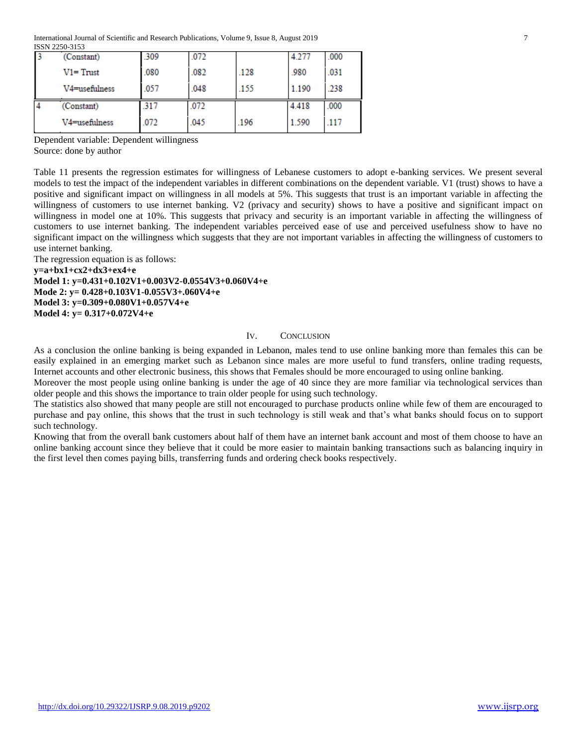| 3 | (Constant) | .309 | .072 | | 4.277 | .000 |
|---|---|---|---|---|---|---|
| | V1= Trust | .080 | .082 | .128 | .980 | .031 |
| | V4=usefulness | .057 | .048 | .155 | 1.190 | .238 |
| 4 | (Constant) | .317 | .072 | | 4.418 | .000 |
| | V4=usefulness | .072 | .045 | .196 | 1.590 | .117 |

Dependent variable: Dependent willingness
Source: done by author

Table 11 presents the regression estimates for willingness of Lebanese customers to adopt e-banking services. We present several models to test the impact of the independent variables in different combinations on the dependent variable. V1 (trust) shows to have a positive and significant impact on willingness in all models at 5%. This suggests that trust is an important variable in affecting the willingness of customers to use internet banking. V2 (privacy and security) shows to have a positive and significant impact on willingness in model one at 10%. This suggests that privacy and security is an important variable in affecting the willingness of customers to use internet banking. The independent variables perceived ease of use and perceived usefulness show to have no significant impact on the willingness which suggests that they are not important variables in affecting the willingness of customers to use internet banking.

The regression equation is as follows:

**y=a+bx1+cx2+dx3+ex4+e**

**Model 1: y=0.431+0.102V1+0.003V2-0.0554V3+0.060V4+e**

**Mode 2: y= 0.428+0.103V1-0.055V3+.060V4+e**

**Model 3: y=0.309+0.080V1+0.057V4+e**

**Model 4: y= 0.317+0.072V4+e**

## IV. Conclusion

As a conclusion the online banking is being expanded in Lebanon, males tend to use online banking more than females this can be easily explained in an emerging market such as Lebanon since males are more useful to fund transfers, online trading requests, Internet accounts and other electronic business, this shows that Females should be more encouraged to using online banking.

Moreover the most people using online banking is under the age of 40 since they are more familiar via technological services than older people and this shows the importance to train older people for using such technology.

The statistics also showed that many people are still not encouraged to purchase products online while few of them are encouraged to purchase and pay online, this shows that the trust in such technology is still weak and that's what banks should focus on to support such technology.

Knowing that from the overall bank customers about half of them have an internet bank account and most of them choose to have an online banking account since they believe that it could be more easier to maintain banking transactions such as balancing inquiry in the first level then comes paying bills, transferring funds and ordering check books respectively.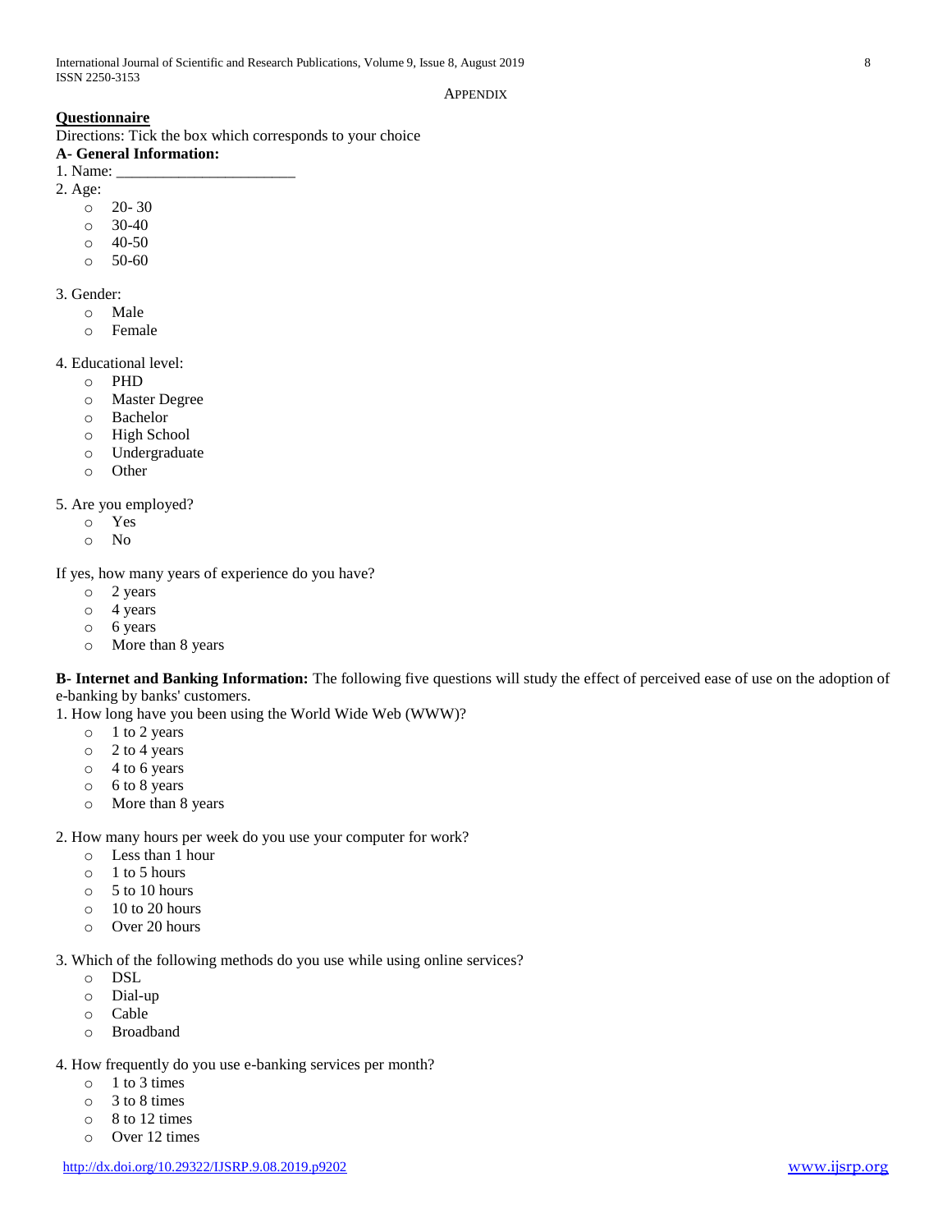APPENDIX

**Questionnaire**

Directions: Tick the box which corresponds to your choice

**A- General Information:**

1. Name: _______________________

2. Age:
   - 20- 30
   - 30-40
   - 40-50
   - 50-60

3. Gender:
   - Male
   - Female

4. Educational level:
   - PHD
   - Master Degree
   - Bachelor
   - High School
   - Undergraduate
   - Other

5. Are you employed?
   - Yes
   - No

If yes, how many years of experience do you have?
   - 2 years
   - 4 years
   - 6 years
   - More than 8 years

**B- Internet and Banking Information:** The following five questions will study the effect of perceived ease of use on the adoption of e-banking by banks' customers.

1. How long have you been using the World Wide Web (WWW)?
   - 1 to 2 years
   - 2 to 4 years
   - 4 to 6 years
   - 6 to 8 years
   - More than 8 years

2. How many hours per week do you use your computer for work?
   - Less than 1 hour
   - 1 to 5 hours
   - 5 to 10 hours
   - 10 to 20 hours
   - Over 20 hours

3. Which of the following methods do you use while using online services?
   - DSL
   - Dial-up
   - Cable
   - Broadband

4. How frequently do you use e-banking services per month?
   - 1 to 3 times
   - 3 to 8 times
   - 8 to 12 times
   - Over 12 times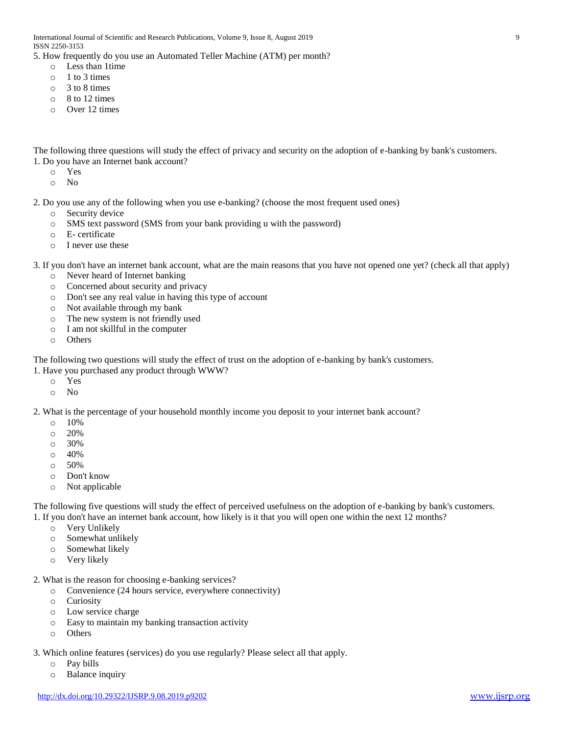5. How frequently do you use an Automated Teller Machine (ATM) per month?

- Less than 1time
- 1 to 3 times
- 3 to 8 times
- 8 to 12 times
- Over 12 times

The following three questions will study the effect of privacy and security on the adoption of e-banking by bank's customers.

1. Do you have an Internet bank account?

- Yes
- No

2. Do you use any of the following when you use e-banking? (choose the most frequent used ones)

- Security device
- SMS text password (SMS from your bank providing u with the password)
- E- certificate
- I never use these

3. If you don't have an internet bank account, what are the main reasons that you have not opened one yet? (check all that apply)

- Never heard of Internet banking
- Concerned about security and privacy
- Don't see any real value in having this type of account
- Not available through my bank
- The new system is not friendly used
- I am not skillful in the computer
- Others

The following two questions will study the effect of trust on the adoption of e-banking by bank's customers.

1. Have you purchased any product through WWW?

- Yes
- No

2. What is the percentage of your household monthly income you deposit to your internet bank account?

- 10%
- 20%
- 30%
- 40%
- 50%
- Don't know
- Not applicable

The following five questions will study the effect of perceived usefulness on the adoption of e-banking by bank's customers.

1. If you don't have an internet bank account, how likely is it that you will open one within the next 12 months?

- Very Unlikely
- Somewhat unlikely
- Somewhat likely
- Very likely

2. What is the reason for choosing e-banking services?

- Convenience (24 hours service, everywhere connectivity)
- Curiosity
- Low service charge
- Easy to maintain my banking transaction activity
- Others

3. Which online features (services) do you use regularly? Please select all that apply.

- Pay bills
- Balance inquiry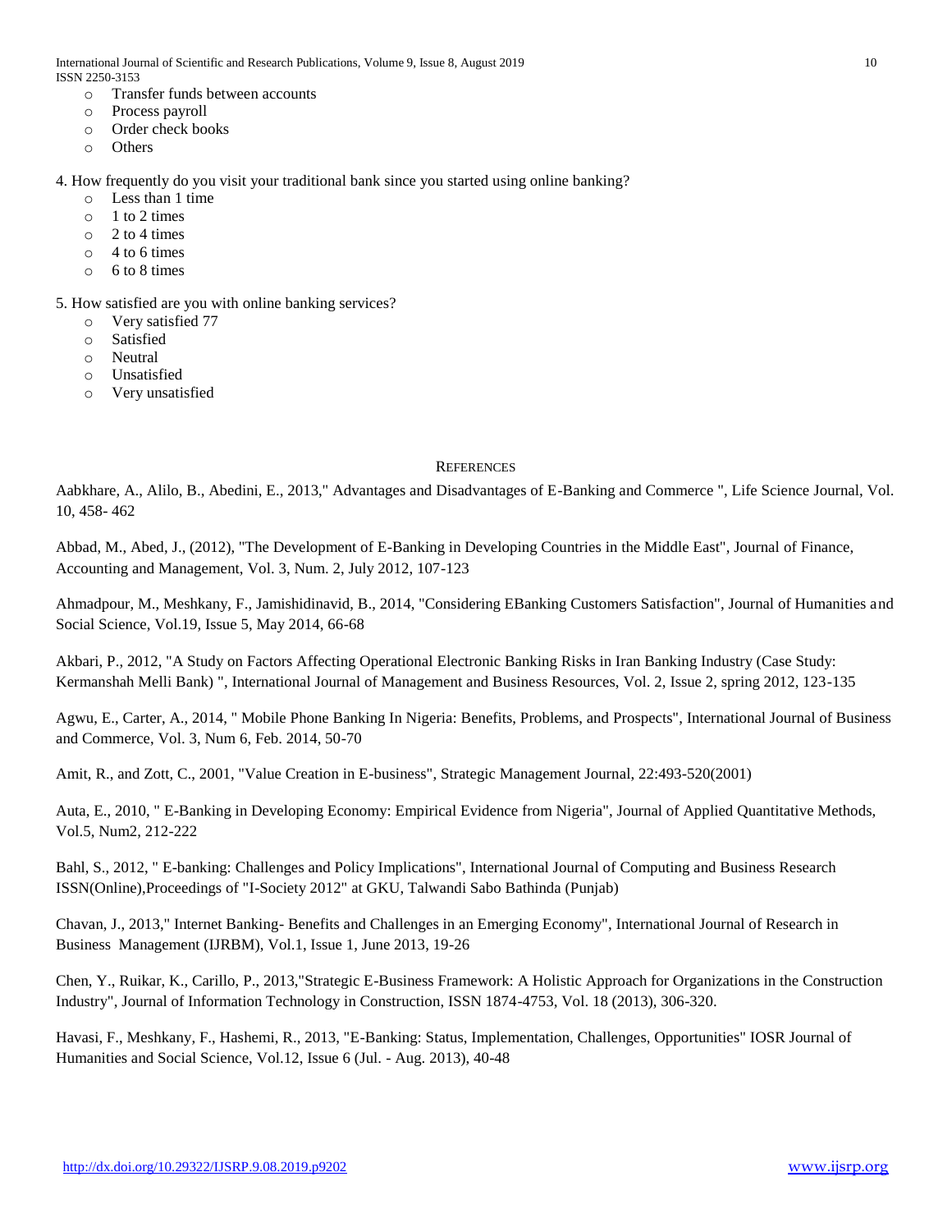- Transfer funds between accounts
- Process payroll
- Order check books
- Others

4. How frequently do you visit your traditional bank since you started using online banking?
    - Less than 1 time
    - 1 to 2 times
    - 2 to 4 times
    - 4 to 6 times
    - 6 to 8 times

5. How satisfied are you with online banking services?
    - Very satisfied 77
    - Satisfied
    - Neutral
    - Unsatisfied
    - Very unsatisfied

## REFERENCES

Aabkhare, A., Alilo, B., Abedini, E., 2013," Advantages and Disadvantages of E-Banking and Commerce ", Life Science Journal, Vol. 10, 458- 462

Abbad, M., Abed, J., (2012), "The Development of E-Banking in Developing Countries in the Middle East", Journal of Finance, Accounting and Management, Vol. 3, Num. 2, July 2012, 107-123

Ahmadpour, M., Meshkany, F., Jamishidinavid, B., 2014, "Considering EBanking Customers Satisfaction", Journal of Humanities and Social Science, Vol.19, Issue 5, May 2014, 66-68

Akbari, P., 2012, "A Study on Factors Affecting Operational Electronic Banking Risks in Iran Banking Industry (Case Study: Kermanshah Melli Bank) ", International Journal of Management and Business Resources, Vol. 2, Issue 2, spring 2012, 123-135

Agwu, E., Carter, A., 2014, " Mobile Phone Banking In Nigeria: Benefits, Problems, and Prospects", International Journal of Business and Commerce, Vol. 3, Num 6, Feb. 2014, 50-70

Amit, R., and Zott, C., 2001, "Value Creation in E-business", Strategic Management Journal, 22:493-520(2001)

Auta, E., 2010, " E-Banking in Developing Economy: Empirical Evidence from Nigeria", Journal of Applied Quantitative Methods, Vol.5, Num2, 212-222

Bahl, S., 2012, " E-banking: Challenges and Policy Implications", International Journal of Computing and Business Research ISSN(Online),Proceedings of "I-Society 2012" at GKU, Talwandi Sabo Bathinda (Punjab)

Chavan, J., 2013," Internet Banking- Benefits and Challenges in an Emerging Economy", International Journal of Research in Business Management (IJRBM), Vol.1, Issue 1, June 2013, 19-26

Chen, Y., Ruikar, K., Carillo, P., 2013,"Strategic E-Business Framework: A Holistic Approach for Organizations in the Construction Industry", Journal of Information Technology in Construction, ISSN 1874-4753, Vol. 18 (2013), 306-320.

Havasi, F., Meshkany, F., Hashemi, R., 2013, "E-Banking: Status, Implementation, Challenges, Opportunities" IOSR Journal of Humanities and Social Science, Vol.12, Issue 6 (Jul. - Aug. 2013), 40-48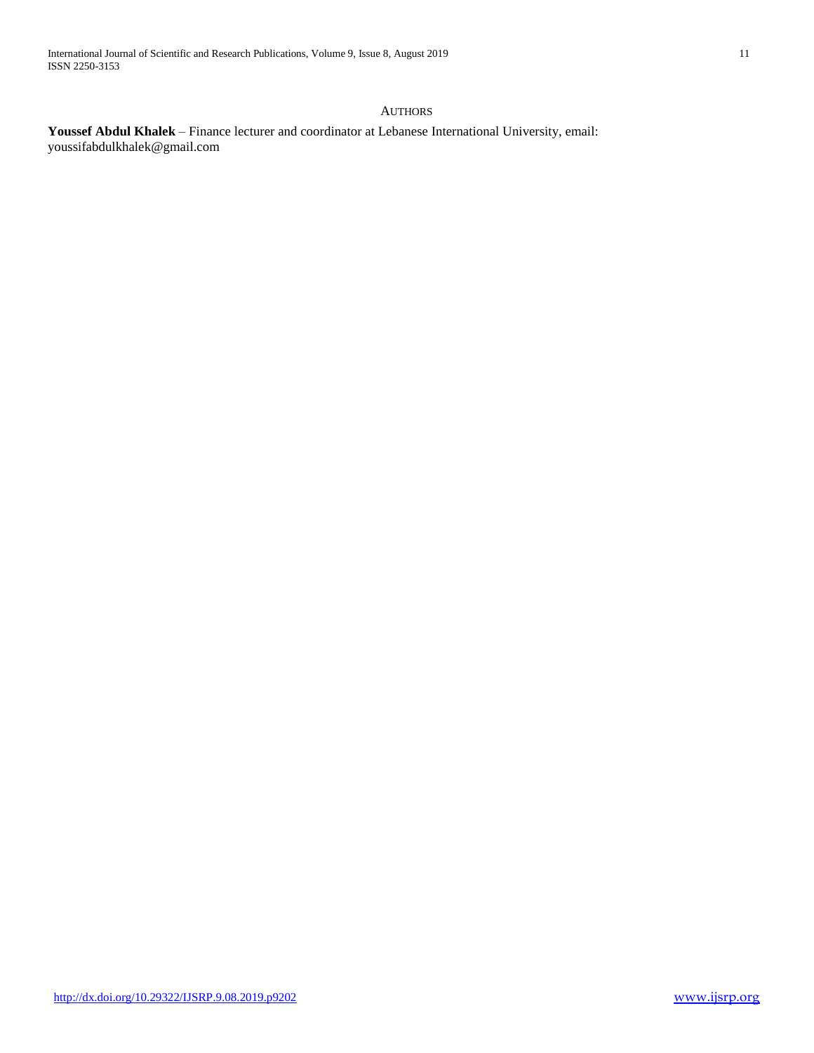## AUTHORS

**Youssef Abdul Khalek** – Finance lecturer and coordinator at Lebanese International University, email: youssifabdulkhalek@gmail.com